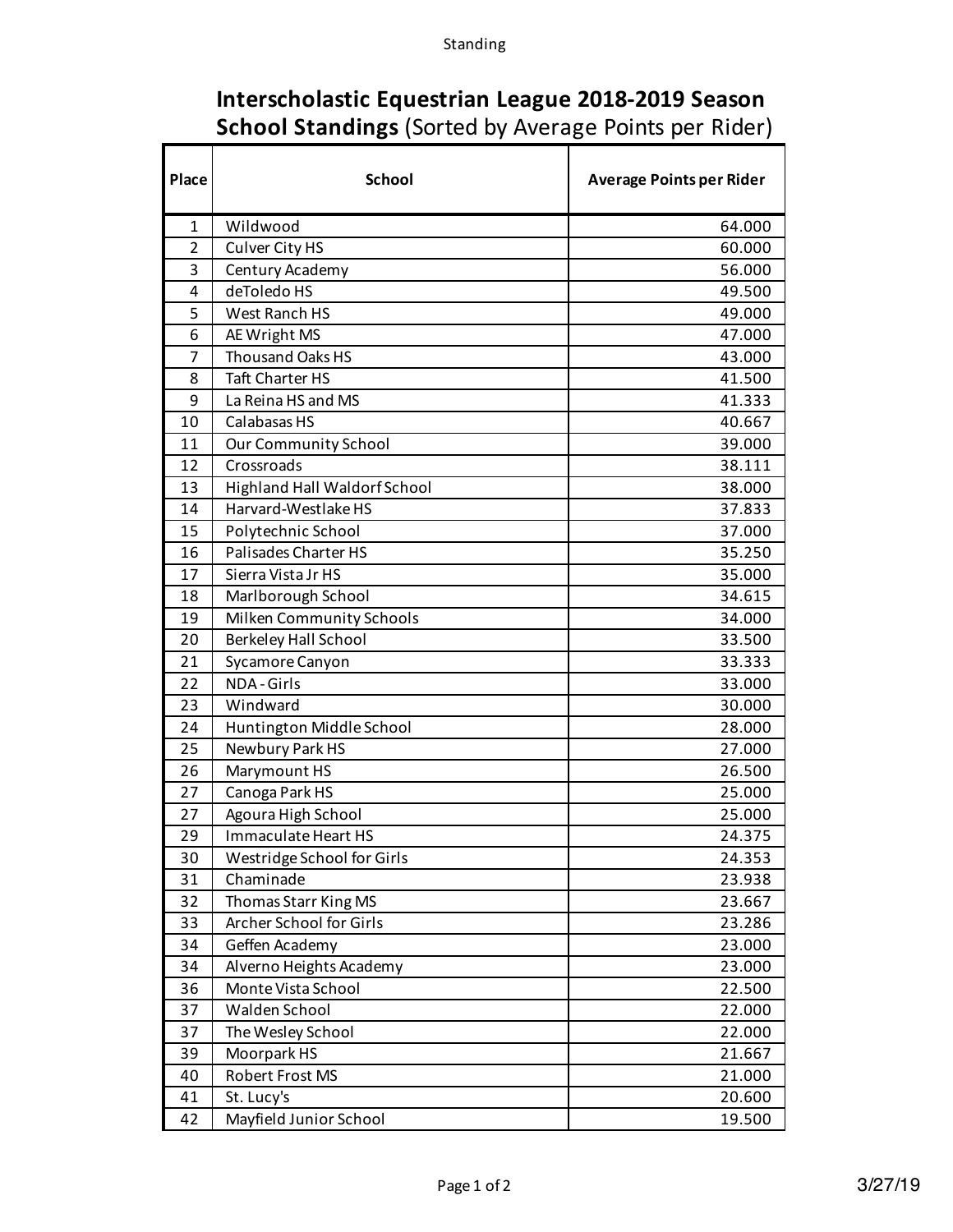# Interscholastic Equestrian League 2018-2019 Season
## **School Standings** (Sorted by Average Points per Rider)

| Place | School | Average Points per Rider |
|---|---|---|
| 1 | Wildwood | 64.000 |
| 2 | Culver City HS | 60.000 |
| 3 | Century Academy | 56.000 |
| 4 | deToledo HS | 49.500 |
| 5 | West Ranch HS | 49.000 |
| 6 | AE Wright MS | 47.000 |
| 7 | Thousand Oaks HS | 43.000 |
| 8 | Taft Charter HS | 41.500 |
| 9 | La Reina HS and MS | 41.333 |
| 10 | Calabasas HS | 40.667 |
| 11 | Our Community School | 39.000 |
| 12 | Crossroads | 38.111 |
| 13 | Highland Hall Waldorf School | 38.000 |
| 14 | Harvard-Westlake HS | 37.833 |
| 15 | Polytechnic School | 37.000 |
| 16 | Palisades Charter HS | 35.250 |
| 17 | Sierra Vista Jr HS | 35.000 |
| 18 | Marlborough School | 34.615 |
| 19 | Milken Community Schools | 34.000 |
| 20 | Berkeley Hall School | 33.500 |
| 21 | Sycamore Canyon | 33.333 |
| 22 | NDA - Girls | 33.000 |
| 23 | Windward | 30.000 |
| 24 | Huntington Middle School | 28.000 |
| 25 | Newbury Park HS | 27.000 |
| 26 | Marymount HS | 26.500 |
| 27 | Canoga Park HS | 25.000 |
| 27 | Agoura High School | 25.000 |
| 29 | Immaculate Heart HS | 24.375 |
| 30 | Westridge School for Girls | 24.353 |
| 31 | Chaminade | 23.938 |
| 32 | Thomas Starr King MS | 23.667 |
| 33 | Archer School for Girls | 23.286 |
| 34 | Geffen Academy | 23.000 |
| 34 | Alverno Heights Academy | 23.000 |
| 36 | Monte Vista School | 22.500 |
| 37 | Walden School | 22.000 |
| 37 | The Wesley School | 22.000 |
| 39 | Moorpark HS | 21.667 |
| 40 | Robert Frost MS | 21.000 |
| 41 | St. Lucy's | 20.600 |
| 42 | Mayfield Junior School | 19.500 |

3/27/19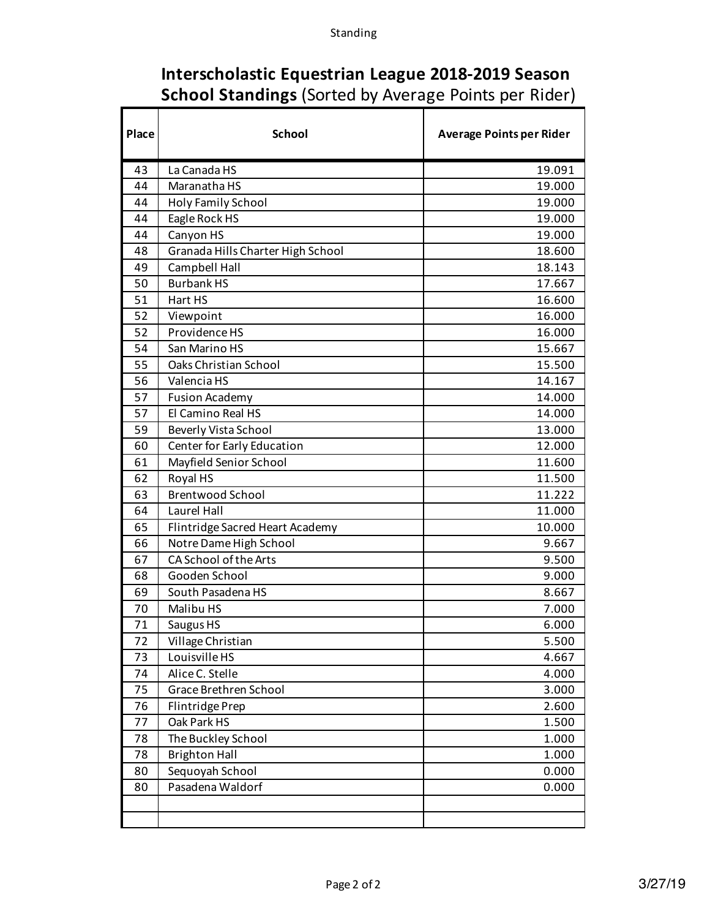## Interscholastic Equestrian League 2018-2019 Season
## **School Standings** (Sorted by Average Points per Rider)

| Place | School | Average Points per Rider |
|---|---|---|
| 43 | La Canada HS | 19.091 |
| 44 | Maranatha HS | 19.000 |
| 44 | Holy Family School | 19.000 |
| 44 | Eagle Rock HS | 19.000 |
| 44 | Canyon HS | 19.000 |
| 48 | Granada Hills Charter High School | 18.600 |
| 49 | Campbell Hall | 18.143 |
| 50 | Burbank HS | 17.667 |
| 51 | Hart HS | 16.600 |
| 52 | Viewpoint | 16.000 |
| 52 | Providence HS | 16.000 |
| 54 | San Marino HS | 15.667 |
| 55 | Oaks Christian School | 15.500 |
| 56 | Valencia HS | 14.167 |
| 57 | Fusion Academy | 14.000 |
| 57 | El Camino Real HS | 14.000 |
| 59 | Beverly Vista School | 13.000 |
| 60 | Center for Early Education | 12.000 |
| 61 | Mayfield Senior School | 11.600 |
| 62 | Royal HS | 11.500 |
| 63 | Brentwood School | 11.222 |
| 64 | Laurel Hall | 11.000 |
| 65 | Flintridge Sacred Heart Academy | 10.000 |
| 66 | Notre Dame High School | 9.667 |
| 67 | CA School of the Arts | 9.500 |
| 68 | Gooden School | 9.000 |
| 69 | South Pasadena HS | 8.667 |
| 70 | Malibu HS | 7.000 |
| 71 | Saugus HS | 6.000 |
| 72 | Village Christian | 5.500 |
| 73 | Louisville HS | 4.667 |
| 74 | Alice C. Stelle | 4.000 |
| 75 | Grace Brethren School | 3.000 |
| 76 | Flintridge Prep | 2.600 |
| 77 | Oak Park HS | 1.500 |
| 78 | The Buckley School | 1.000 |
| 78 | Brighton Hall | 1.000 |
| 80 | Sequoyah School | 0.000 |
| 80 | Pasadena Waldorf | 0.000 |
| | | |
| | | |

3/27/19